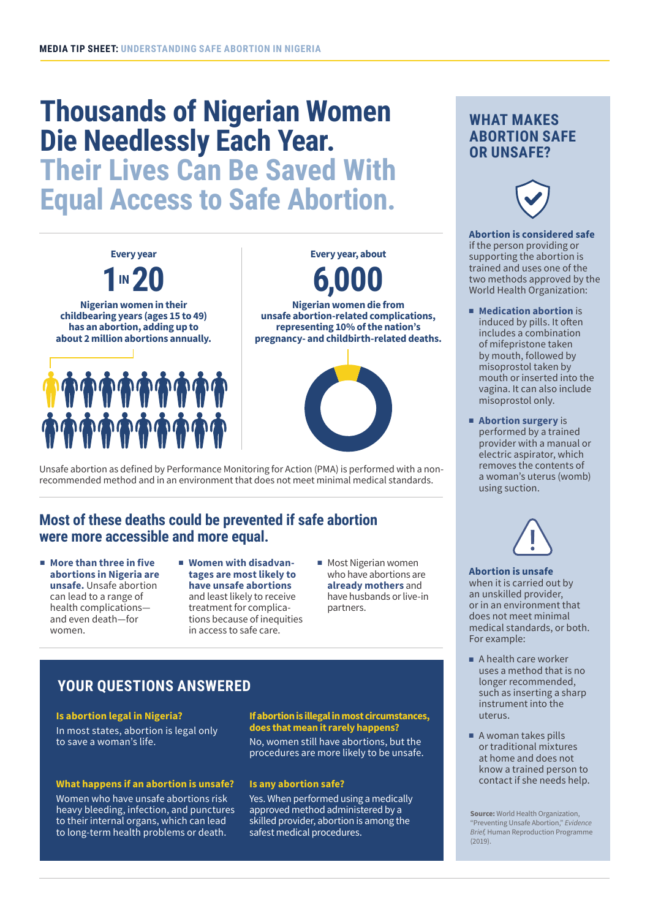# Thousands of Nigerian Women Die Needlessly Each Year. Their Lives Can Be Saved With Equal Access to Safe Abortion.

Every year

**1 IN 20**

**Nigerian women in their childbearing years (ages 15 to 49) has an abortion, adding up to about 2 million abortions annually.**

Every year, about

**6,000**

**Nigerian women die from unsafe abortion-related complications, representing 10% of the nation's pregnancy- and childbirth-related deaths.**

Unsafe abortion as defined by Performance Monitoring for Action (PMA) is performed with a non-recommended method and in an environment that does not meet minimal medical standards.

## Most of these deaths could be prevented if safe abortion were more accessible and more equal.

- **More than three in five abortions in Nigeria are unsafe.** Unsafe abortion can lead to a range of health complications—and even death—for women.
- **Women with disadvantages are most likely to have unsafe abortions** and least likely to receive treatment for complications because of inequities in access to safe care.
- Most Nigerian women who have abortions are **already mothers** and have husbands or live-in partners.

## YOUR QUESTIONS ANSWERED

**Is abortion legal in Nigeria?**

In most states, abortion is legal only to save a woman's life.

**If abortion is illegal in most circumstances, does that mean it rarely happens?**

No, women still have abortions, but the procedures are more likely to be unsafe.

**What happens if an abortion is unsafe?**

Women who have unsafe abortions risk heavy bleeding, infection, and punctures to their internal organs, which can lead to long-term health problems or death.

**Is any abortion safe?**

Yes. When performed using a medically approved method administered by a skilled provider, abortion is among the safest medical procedures.

## WHAT MAKES ABORTION SAFE OR UNSAFE?

**Abortion is considered safe** if the person providing or supporting the abortion is trained and uses one of the two methods approved by the World Health Organization:

- **Medication abortion** is induced by pills. It often includes a combination of mifepristone taken by mouth, followed by misoprostol taken by mouth or inserted into the vagina. It can also include misoprostol only.
- **Abortion surgery** is performed by a trained provider with a manual or electric aspirator, which removes the contents of a woman's uterus (womb) using suction.

**Abortion is unsafe** when it is carried out by an unskilled provider, or in an environment that does not meet minimal medical standards, or both. For example:

- A health care worker uses a method that is no longer recommended, such as inserting a sharp instrument into the uterus.
- A woman takes pills or traditional mixtures at home and does not know a trained person to contact if she needs help.

**Source:** World Health Organization, "Preventing Unsafe Abortion," *Evidence Brief,* Human Reproduction Programme (2019).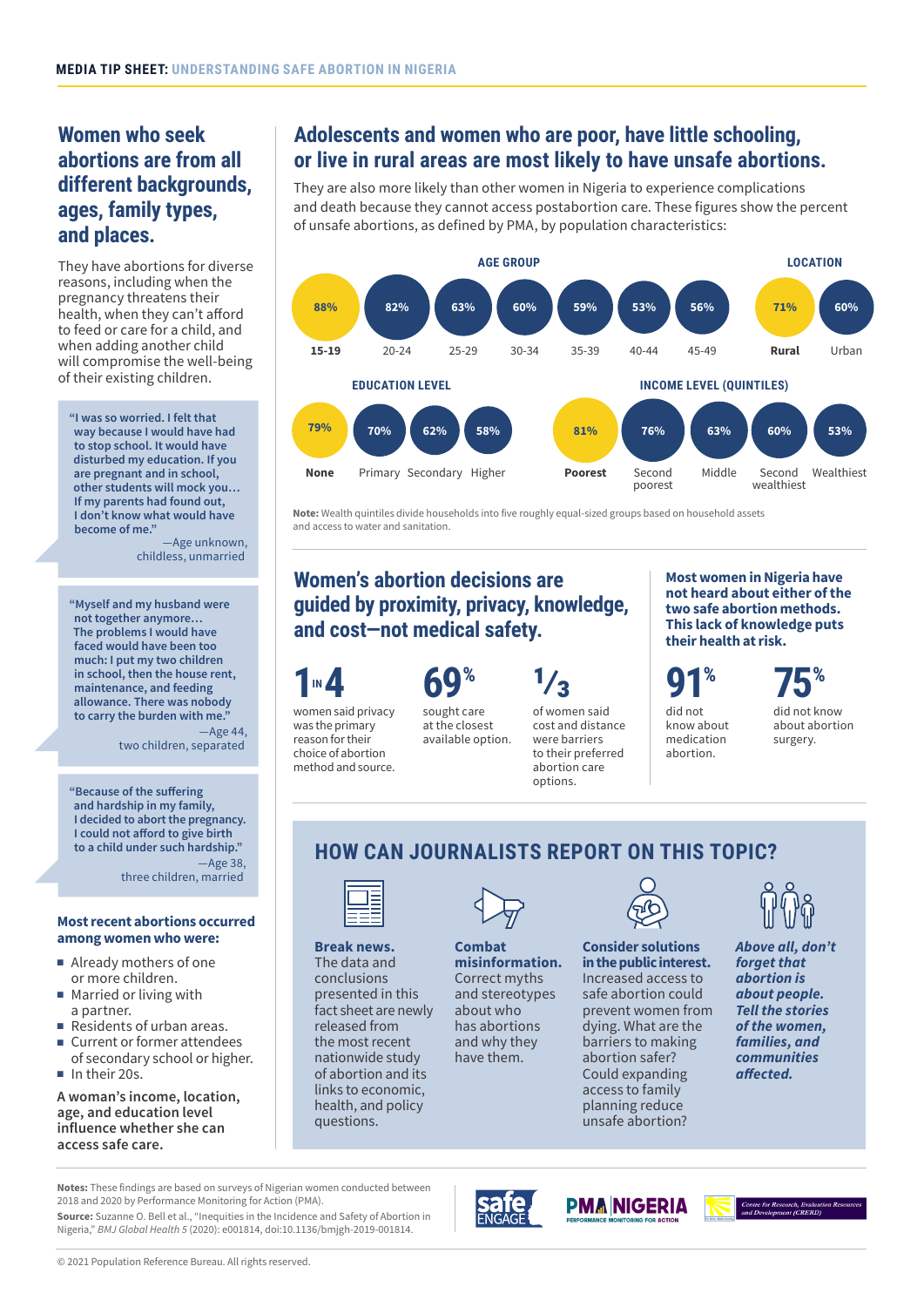**MEDIA TIP SHEET:** UNDERSTANDING SAFE ABORTION IN NIGERIA

## Women who seek abortions are from all different backgrounds, ages, family types, and places.

They have abortions for diverse reasons, including when the pregnancy threatens their health, when they can't afford to feed or care for a child, and when adding another child will compromise the well-being of their existing children.

> "I was so worried. I felt that way because I would have had to stop school. It would have disturbed my education. If you are pregnant and in school, other students will mock you… If my parents had found out, I don't know what would have become of me."
>
> —Age unknown, childless, unmarried

> "Myself and my husband were not together anymore… The problems I would have faced would have been too much: I put my two children in school, then the house rent, maintenance, and feeding allowance. There was nobody to carry the burden with me."
>
> —Age 44, two children, separated

> "Because of the suffering and hardship in my family, I decided to abort the pregnancy. I could not afford to give birth to a child under such hardship."
>
> —Age 38, three children, married

### Most recent abortions occurred among women who were:

- Already mothers of one or more children.
- Married or living with a partner.
- Residents of urban areas.
- Current or former attendees of secondary school or higher.
- In their 20s.

**A woman's income, location, age, and education level influence whether she can access safe care.**

## Adolescents and women who are poor, have little schooling, or live in rural areas are most likely to have unsafe abortions.

They are also more likely than other women in Nigeria to experience complications and death because they cannot access postabortion care. These figures show the percent of unsafe abortions, as defined by PMA, by population characteristics:

AGE GROUP
88% 15-19
82% 20-24
63% 25-29
60% 30-34
59% 35-39
53% 40-44
56% 45-49

LOCATION
71% Rural
60% Urban

EDUCATION LEVEL
79% None
70% Primary
62% Secondary
58% Higher

INCOME LEVEL (QUINTILES)
81% Poorest
76% Second poorest
63% Middle
60% Second wealthiest
53% Wealthiest

**Note:** Wealth quintiles divide households into five roughly equal-sized groups based on household assets and access to water and sanitation.

## Women's abortion decisions are guided by proximity, privacy, knowledge, and cost—not medical safety.

**1 in 4** women said privacy was the primary reason for their choice of abortion method and source.

**69%** sought care at the closest available option.

**1/3** of women said cost and distance were barriers to their preferred abortion care options.

### Most women in Nigeria have not heard about either of the two safe abortion methods. This lack of knowledge puts their health at risk.

**91%** did not know about medication abortion.

**75%** did not know about abortion surgery.

## HOW CAN JOURNALISTS REPORT ON THIS TOPIC?

**Break news.** The data and conclusions presented in this fact sheet are newly released from the most recent nationwide study of abortion and its links to economic, health, and policy questions.

**Combat misinformation.** Correct myths and stereotypes about who has abortions and why they have them.

**Consider solutions in the public interest.** Increased access to safe abortion could prevent women from dying. What are the barriers to making abortion safer? Could expanding access to family planning reduce unsafe abortion?

***Above all, don't forget that abortion is about people. Tell the stories of the women, families, and communities affected.***

**Notes:** These findings are based on surveys of Nigerian women conducted between 2018 and 2020 by Performance Monitoring for Action (PMA).

**Source:** Suzanne O. Bell et al., "Inequities in the Incidence and Safety of Abortion in Nigeria," *BMJ Global Health 5* (2020): e001814, doi:10.1136/bmjgh-2019-001814.

safe ENGAGE | PMA NIGERIA PERFORMANCE MONITORING FOR ACTION | Centre for Research, Evaluation Resources and Development (CRERD)

© 2021 Population Reference Bureau. All rights reserved.